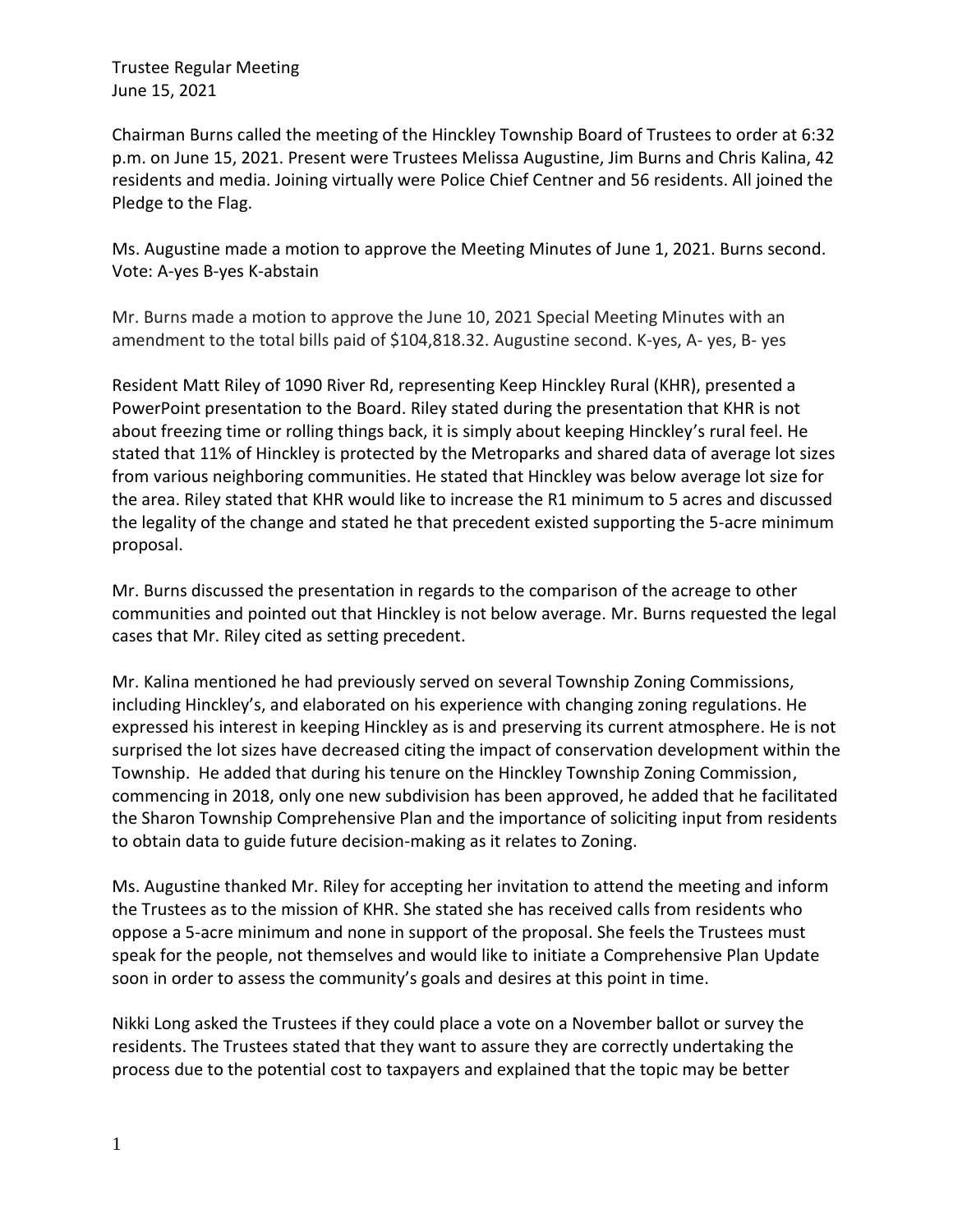Trustee Regular Meeting
June 15, 2021

Chairman Burns called the meeting of the Hinckley Township Board of Trustees to order at 6:32 p.m. on June 15, 2021. Present were Trustees Melissa Augustine, Jim Burns and Chris Kalina, 42 residents and media. Joining virtually were Police Chief Centner and 56 residents. All joined the Pledge to the Flag.

Ms. Augustine made a motion to approve the Meeting Minutes of June 1, 2021. Burns second. Vote: A-yes B-yes K-abstain

Mr. Burns made a motion to approve the June 10, 2021 Special Meeting Minutes with an amendment to the total bills paid of $104,818.32. Augustine second. K-yes, A- yes, B- yes

Resident Matt Riley of 1090 River Rd, representing Keep Hinckley Rural (KHR), presented a PowerPoint presentation to the Board. Riley stated during the presentation that KHR is not about freezing time or rolling things back, it is simply about keeping Hinckley's rural feel. He stated that 11% of Hinckley is protected by the Metroparks and shared data of average lot sizes from various neighboring communities. He stated that Hinckley was below average lot size for the area. Riley stated that KHR would like to increase the R1 minimum to 5 acres and discussed the legality of the change and stated he that precedent existed supporting the 5-acre minimum proposal.

Mr. Burns discussed the presentation in regards to the comparison of the acreage to other communities and pointed out that Hinckley is not below average. Mr. Burns requested the legal cases that Mr. Riley cited as setting precedent.

Mr. Kalina mentioned he had previously served on several Township Zoning Commissions, including Hinckley's, and elaborated on his experience with changing zoning regulations. He expressed his interest in keeping Hinckley as is and preserving its current atmosphere. He is not surprised the lot sizes have decreased citing the impact of conservation development within the Township. He added that during his tenure on the Hinckley Township Zoning Commission, commencing in 2018, only one new subdivision has been approved, he added that he facilitated the Sharon Township Comprehensive Plan and the importance of soliciting input from residents to obtain data to guide future decision-making as it relates to Zoning.

Ms. Augustine thanked Mr. Riley for accepting her invitation to attend the meeting and inform the Trustees as to the mission of KHR. She stated she has received calls from residents who oppose a 5-acre minimum and none in support of the proposal. She feels the Trustees must speak for the people, not themselves and would like to initiate a Comprehensive Plan Update soon in order to assess the community's goals and desires at this point in time.

Nikki Long asked the Trustees if they could place a vote on a November ballot or survey the residents. The Trustees stated that they want to assure they are correctly undertaking the process due to the potential cost to taxpayers and explained that the topic may be better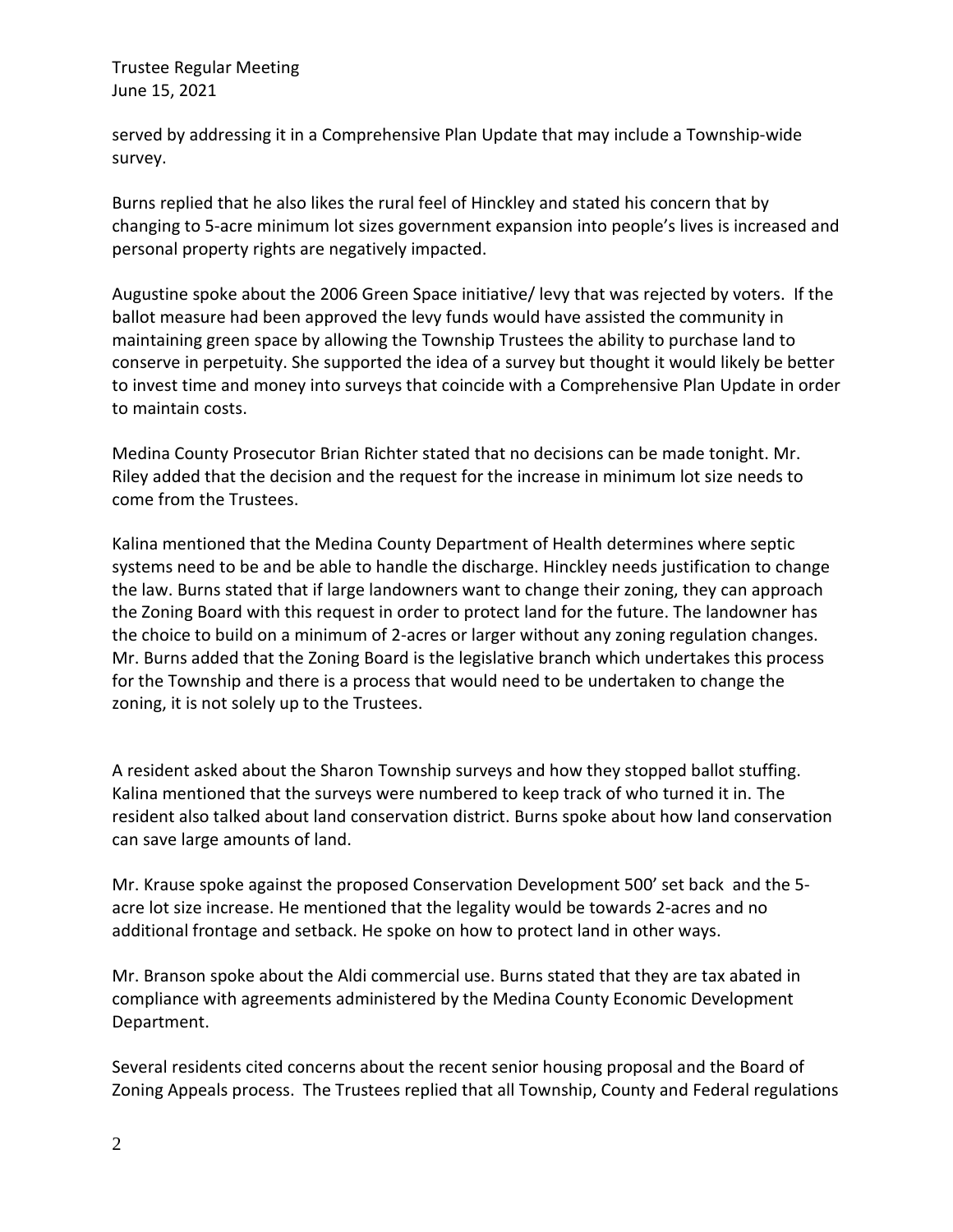served by addressing it in a Comprehensive Plan Update that may include a Township-wide survey.

Burns replied that he also likes the rural feel of Hinckley and stated his concern that by changing to 5-acre minimum lot sizes government expansion into people's lives is increased and personal property rights are negatively impacted.

Augustine spoke about the 2006 Green Space initiative/ levy that was rejected by voters. If the ballot measure had been approved the levy funds would have assisted the community in maintaining green space by allowing the Township Trustees the ability to purchase land to conserve in perpetuity. She supported the idea of a survey but thought it would likely be better to invest time and money into surveys that coincide with a Comprehensive Plan Update in order to maintain costs.

Medina County Prosecutor Brian Richter stated that no decisions can be made tonight. Mr. Riley added that the decision and the request for the increase in minimum lot size needs to come from the Trustees.

Kalina mentioned that the Medina County Department of Health determines where septic systems need to be and be able to handle the discharge. Hinckley needs justification to change the law. Burns stated that if large landowners want to change their zoning, they can approach the Zoning Board with this request in order to protect land for the future. The landowner has the choice to build on a minimum of 2-acres or larger without any zoning regulation changes. Mr. Burns added that the Zoning Board is the legislative branch which undertakes this process for the Township and there is a process that would need to be undertaken to change the zoning, it is not solely up to the Trustees.

A resident asked about the Sharon Township surveys and how they stopped ballot stuffing. Kalina mentioned that the surveys were numbered to keep track of who turned it in. The resident also talked about land conservation district. Burns spoke about how land conservation can save large amounts of land.

Mr. Krause spoke against the proposed Conservation Development 500' set back and the 5-acre lot size increase. He mentioned that the legality would be towards 2-acres and no additional frontage and setback. He spoke on how to protect land in other ways.

Mr. Branson spoke about the Aldi commercial use. Burns stated that they are tax abated in compliance with agreements administered by the Medina County Economic Development Department.

Several residents cited concerns about the recent senior housing proposal and the Board of Zoning Appeals process. The Trustees replied that all Township, County and Federal regulations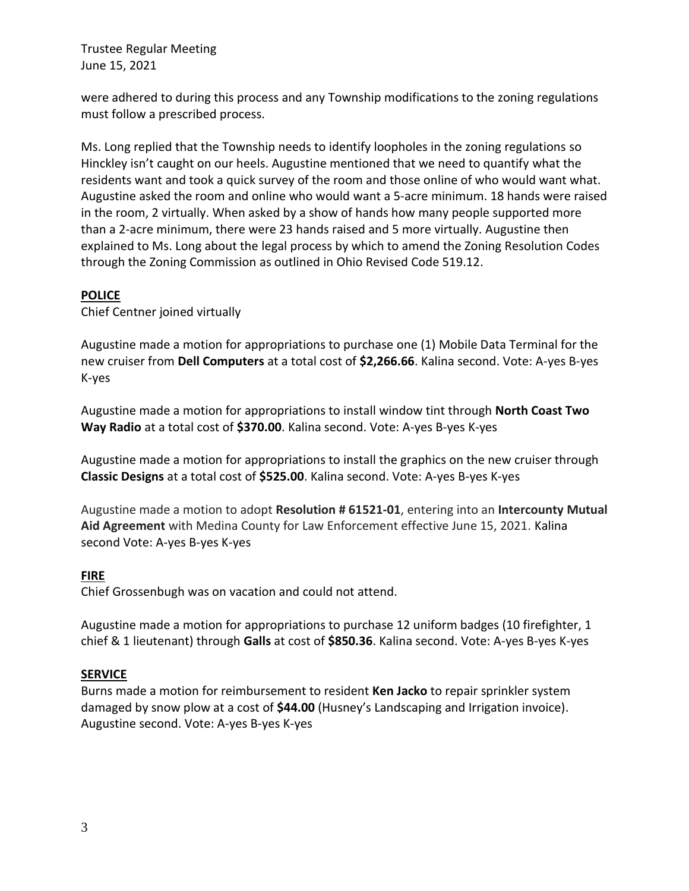were adhered to during this process and any Township modifications to the zoning regulations must follow a prescribed process.

Ms. Long replied that the Township needs to identify loopholes in the zoning regulations so Hinckley isn't caught on our heels. Augustine mentioned that we need to quantify what the residents want and took a quick survey of the room and those online of who would want what. Augustine asked the room and online who would want a 5-acre minimum. 18 hands were raised in the room, 2 virtually. When asked by a show of hands how many people supported more than a 2-acre minimum, there were 23 hands raised and 5 more virtually. Augustine then explained to Ms. Long about the legal process by which to amend the Zoning Resolution Codes through the Zoning Commission as outlined in Ohio Revised Code 519.12.

**POLICE**

Chief Centner joined virtually

Augustine made a motion for appropriations to purchase one (1) Mobile Data Terminal for the new cruiser from **Dell Computers** at a total cost of **$2,266.66**. Kalina second. Vote: A-yes B-yes K-yes

Augustine made a motion for appropriations to install window tint through **North Coast Two Way Radio** at a total cost of **$370.00**. Kalina second. Vote: A-yes B-yes K-yes

Augustine made a motion for appropriations to install the graphics on the new cruiser through **Classic Designs** at a total cost of **$525.00**. Kalina second. Vote: A-yes B-yes K-yes

Augustine made a motion to adopt **Resolution # 61521-01**, entering into an **Intercounty Mutual Aid Agreement** with Medina County for Law Enforcement effective June 15, 2021. Kalina second Vote: A-yes B-yes K-yes

**FIRE**

Chief Grossenbugh was on vacation and could not attend.

Augustine made a motion for appropriations to purchase 12 uniform badges (10 firefighter, 1 chief & 1 lieutenant) through **Galls** at cost of **$850.36**. Kalina second. Vote: A-yes B-yes K-yes

**SERVICE**

Burns made a motion for reimbursement to resident **Ken Jacko** to repair sprinkler system damaged by snow plow at a cost of **$44.00** (Husney's Landscaping and Irrigation invoice). Augustine second. Vote: A-yes B-yes K-yes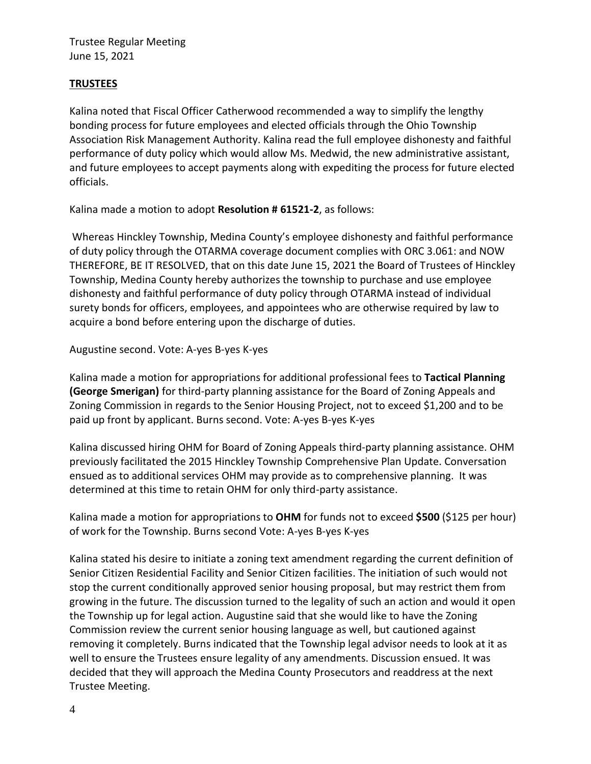## TRUSTEES

Kalina noted that Fiscal Officer Catherwood recommended a way to simplify the lengthy bonding process for future employees and elected officials through the Ohio Township Association Risk Management Authority. Kalina read the full employee dishonesty and faithful performance of duty policy which would allow Ms. Medwid, the new administrative assistant, and future employees to accept payments along with expediting the process for future elected officials.

Kalina made a motion to adopt **Resolution # 61521-2**, as follows:

Whereas Hinckley Township, Medina County's employee dishonesty and faithful performance of duty policy through the OTARMA coverage document complies with ORC 3.061: and NOW THEREFORE, BE IT RESOLVED, that on this date June 15, 2021 the Board of Trustees of Hinckley Township, Medina County hereby authorizes the township to purchase and use employee dishonesty and faithful performance of duty policy through OTARMA instead of individual surety bonds for officers, employees, and appointees who are otherwise required by law to acquire a bond before entering upon the discharge of duties.

Augustine second. Vote: A-yes B-yes K-yes

Kalina made a motion for appropriations for additional professional fees to **Tactical Planning (George Smerigan)** for third-party planning assistance for the Board of Zoning Appeals and Zoning Commission in regards to the Senior Housing Project, not to exceed $1,200 and to be paid up front by applicant. Burns second. Vote: A-yes B-yes K-yes

Kalina discussed hiring OHM for Board of Zoning Appeals third-party planning assistance. OHM previously facilitated the 2015 Hinckley Township Comprehensive Plan Update. Conversation ensued as to additional services OHM may provide as to comprehensive planning. It was determined at this time to retain OHM for only third-party assistance.

Kalina made a motion for appropriations to **OHM** for funds not to exceed **$500** ($125 per hour) of work for the Township. Burns second Vote: A-yes B-yes K-yes

Kalina stated his desire to initiate a zoning text amendment regarding the current definition of Senior Citizen Residential Facility and Senior Citizen facilities. The initiation of such would not stop the current conditionally approved senior housing proposal, but may restrict them from growing in the future. The discussion turned to the legality of such an action and would it open the Township up for legal action. Augustine said that she would like to have the Zoning Commission review the current senior housing language as well, but cautioned against removing it completely. Burns indicated that the Township legal advisor needs to look at it as well to ensure the Trustees ensure legality of any amendments. Discussion ensued. It was decided that they will approach the Medina County Prosecutors and readdress at the next Trustee Meeting.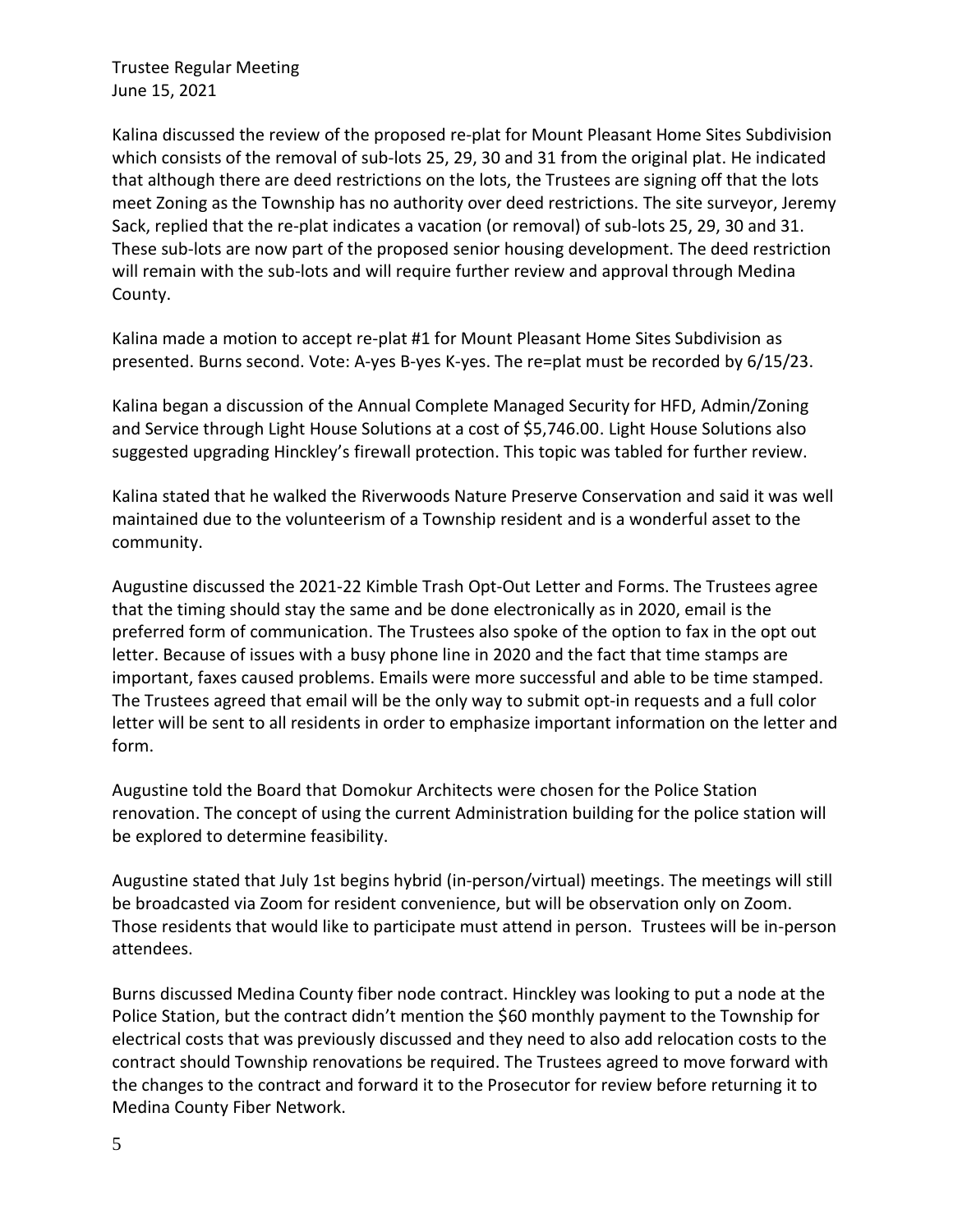Kalina discussed the review of the proposed re-plat for Mount Pleasant Home Sites Subdivision which consists of the removal of sub-lots 25, 29, 30 and 31 from the original plat. He indicated that although there are deed restrictions on the lots, the Trustees are signing off that the lots meet Zoning as the Township has no authority over deed restrictions. The site surveyor, Jeremy Sack, replied that the re-plat indicates a vacation (or removal) of sub-lots 25, 29, 30 and 31. These sub-lots are now part of the proposed senior housing development. The deed restriction will remain with the sub-lots and will require further review and approval through Medina County.

Kalina made a motion to accept re-plat #1 for Mount Pleasant Home Sites Subdivision as presented. Burns second. Vote: A-yes B-yes K-yes. The re=plat must be recorded by 6/15/23.

Kalina began a discussion of the Annual Complete Managed Security for HFD, Admin/Zoning and Service through Light House Solutions at a cost of $5,746.00. Light House Solutions also suggested upgrading Hinckley's firewall protection. This topic was tabled for further review.

Kalina stated that he walked the Riverwoods Nature Preserve Conservation and said it was well maintained due to the volunteerism of a Township resident and is a wonderful asset to the community.

Augustine discussed the 2021-22 Kimble Trash Opt-Out Letter and Forms. The Trustees agree that the timing should stay the same and be done electronically as in 2020, email is the preferred form of communication. The Trustees also spoke of the option to fax in the opt out letter. Because of issues with a busy phone line in 2020 and the fact that time stamps are important, faxes caused problems. Emails were more successful and able to be time stamped. The Trustees agreed that email will be the only way to submit opt-in requests and a full color letter will be sent to all residents in order to emphasize important information on the letter and form.

Augustine told the Board that Domokur Architects were chosen for the Police Station renovation. The concept of using the current Administration building for the police station will be explored to determine feasibility.

Augustine stated that July 1st begins hybrid (in-person/virtual) meetings. The meetings will still be broadcasted via Zoom for resident convenience, but will be observation only on Zoom. Those residents that would like to participate must attend in person. Trustees will be in-person attendees.

Burns discussed Medina County fiber node contract. Hinckley was looking to put a node at the Police Station, but the contract didn't mention the $60 monthly payment to the Township for electrical costs that was previously discussed and they need to also add relocation costs to the contract should Township renovations be required. The Trustees agreed to move forward with the changes to the contract and forward it to the Prosecutor for review before returning it to Medina County Fiber Network.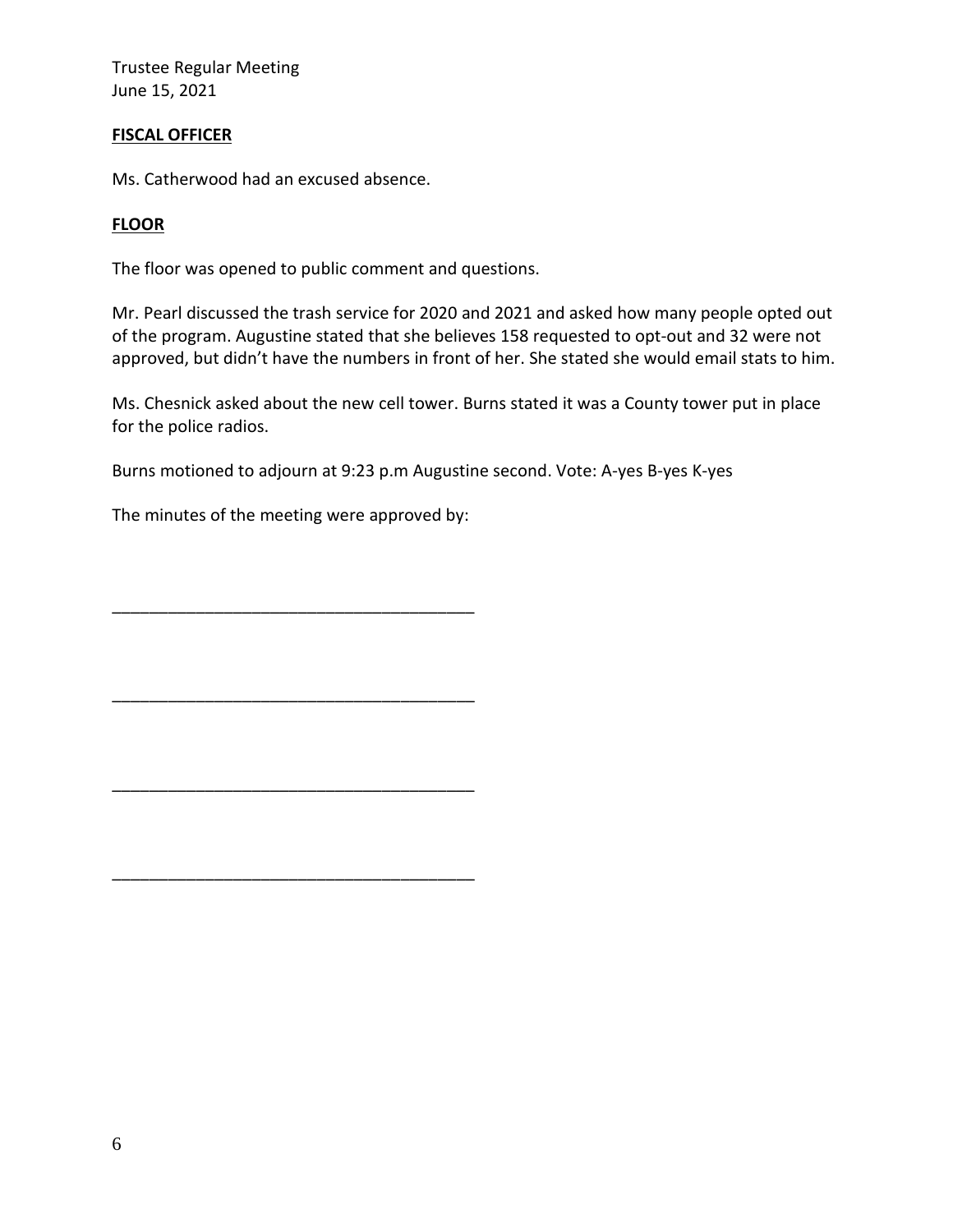## FISCAL OFFICER

Ms. Catherwood had an excused absence.

## FLOOR

The floor was opened to public comment and questions.

Mr. Pearl discussed the trash service for 2020 and 2021 and asked how many people opted out of the program. Augustine stated that she believes 158 requested to opt-out and 32 were not approved, but didn't have the numbers in front of her. She stated she would email stats to him.

Ms. Chesnick asked about the new cell tower. Burns stated it was a County tower put in place for the police radios.

Burns motioned to adjourn at 9:23 p.m Augustine second. Vote: A-yes B-yes K-yes

The minutes of the meeting were approved by:

_______________________________________

_______________________________________

_______________________________________

_______________________________________